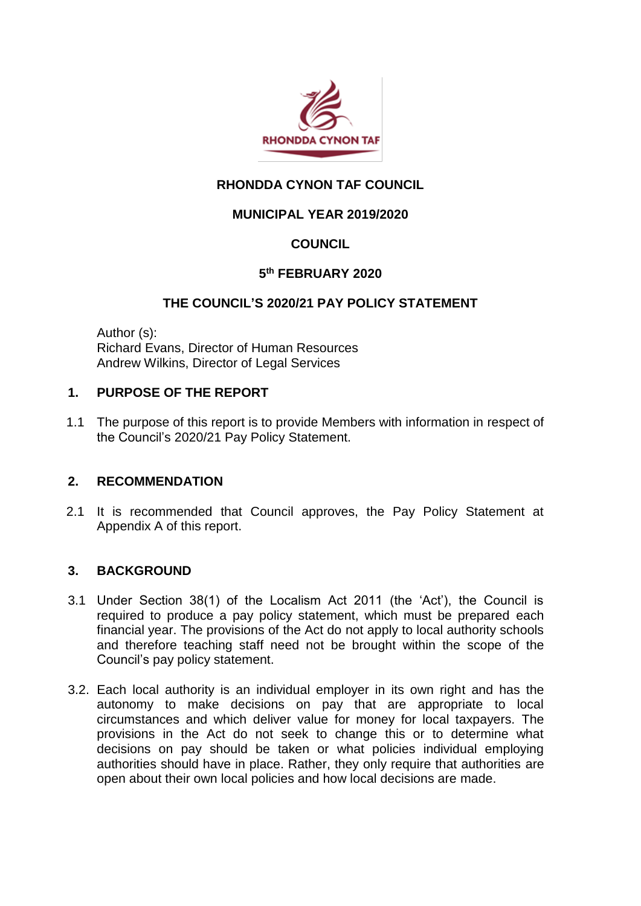**RHONDDA CYNON TAF COUNCIL**

**MUNICIPAL YEAR 2019/2020**

**COUNCIL**

**5th FEBRUARY 2020**

**THE COUNCIL'S 2020/21 PAY POLICY STATEMENT**

Author (s):
Richard Evans, Director of Human Resources
Andrew Wilkins, Director of Legal Services

## 1. PURPOSE OF THE REPORT

1.1 The purpose of this report is to provide Members with information in respect of the Council's 2020/21 Pay Policy Statement.

## 2. RECOMMENDATION

2.1 It is recommended that Council approves, the Pay Policy Statement at Appendix A of this report.

## 3. BACKGROUND

3.1 Under Section 38(1) of the Localism Act 2011 (the 'Act'), the Council is required to produce a pay policy statement, which must be prepared each financial year. The provisions of the Act do not apply to local authority schools and therefore teaching staff need not be brought within the scope of the Council's pay policy statement.

3.2. Each local authority is an individual employer in its own right and has the autonomy to make decisions on pay that are appropriate to local circumstances and which deliver value for money for local taxpayers. The provisions in the Act do not seek to change this or to determine what decisions on pay should be taken or what policies individual employing authorities should have in place. Rather, they only require that authorities are open about their own local policies and how local decisions are made.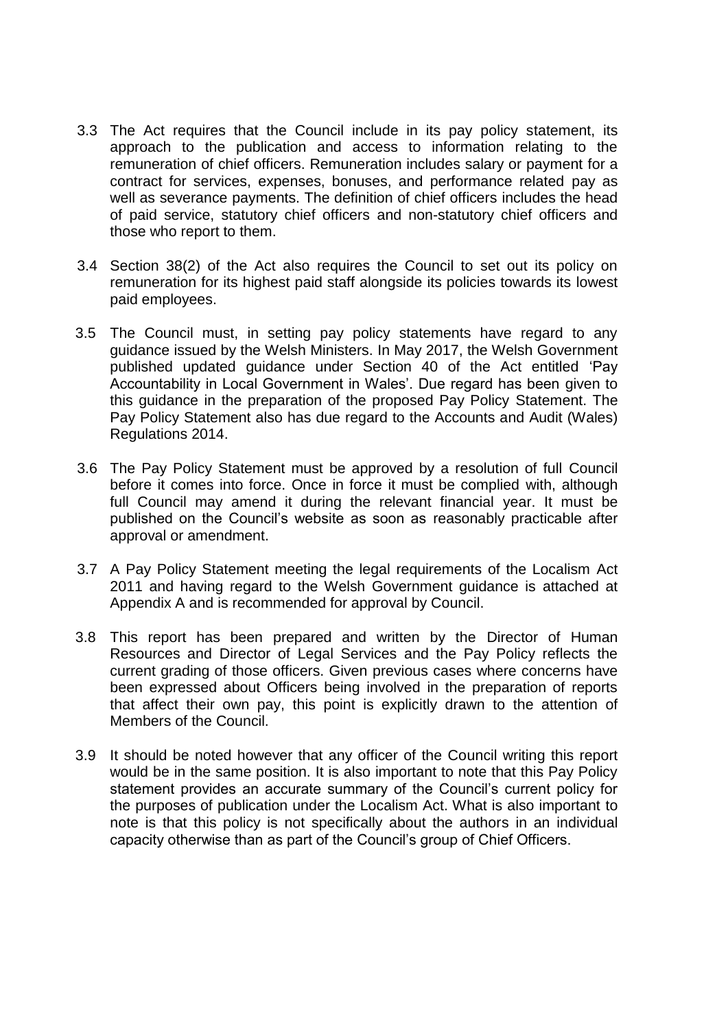3.3 The Act requires that the Council include in its pay policy statement, its approach to the publication and access to information relating to the remuneration of chief officers. Remuneration includes salary or payment for a contract for services, expenses, bonuses, and performance related pay as well as severance payments. The definition of chief officers includes the head of paid service, statutory chief officers and non-statutory chief officers and those who report to them.

3.4 Section 38(2) of the Act also requires the Council to set out its policy on remuneration for its highest paid staff alongside its policies towards its lowest paid employees.

3.5 The Council must, in setting pay policy statements have regard to any guidance issued by the Welsh Ministers. In May 2017, the Welsh Government published updated guidance under Section 40 of the Act entitled 'Pay Accountability in Local Government in Wales'. Due regard has been given to this guidance in the preparation of the proposed Pay Policy Statement. The Pay Policy Statement also has due regard to the Accounts and Audit (Wales) Regulations 2014.

3.6 The Pay Policy Statement must be approved by a resolution of full Council before it comes into force. Once in force it must be complied with, although full Council may amend it during the relevant financial year. It must be published on the Council's website as soon as reasonably practicable after approval or amendment.

3.7 A Pay Policy Statement meeting the legal requirements of the Localism Act 2011 and having regard to the Welsh Government guidance is attached at Appendix A and is recommended for approval by Council.

3.8 This report has been prepared and written by the Director of Human Resources and Director of Legal Services and the Pay Policy reflects the current grading of those officers. Given previous cases where concerns have been expressed about Officers being involved in the preparation of reports that affect their own pay, this point is explicitly drawn to the attention of Members of the Council.

3.9 It should be noted however that any officer of the Council writing this report would be in the same position. It is also important to note that this Pay Policy statement provides an accurate summary of the Council's current policy for the purposes of publication under the Localism Act. What is also important to note is that this policy is not specifically about the authors in an individual capacity otherwise than as part of the Council's group of Chief Officers.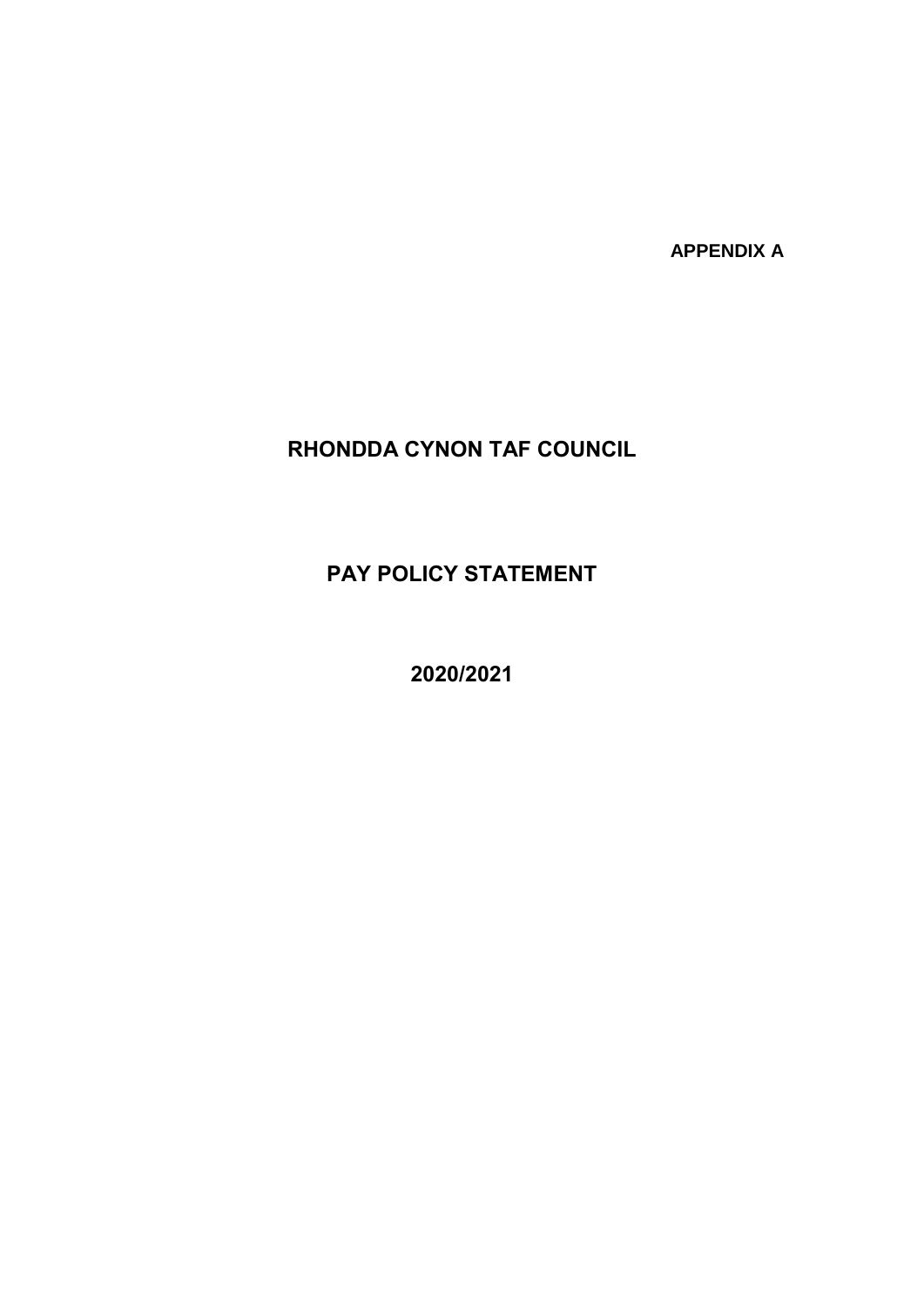APPENDIX A

# RHONDDA CYNON TAF COUNCIL

# PAY POLICY STATEMENT

# 2020/2021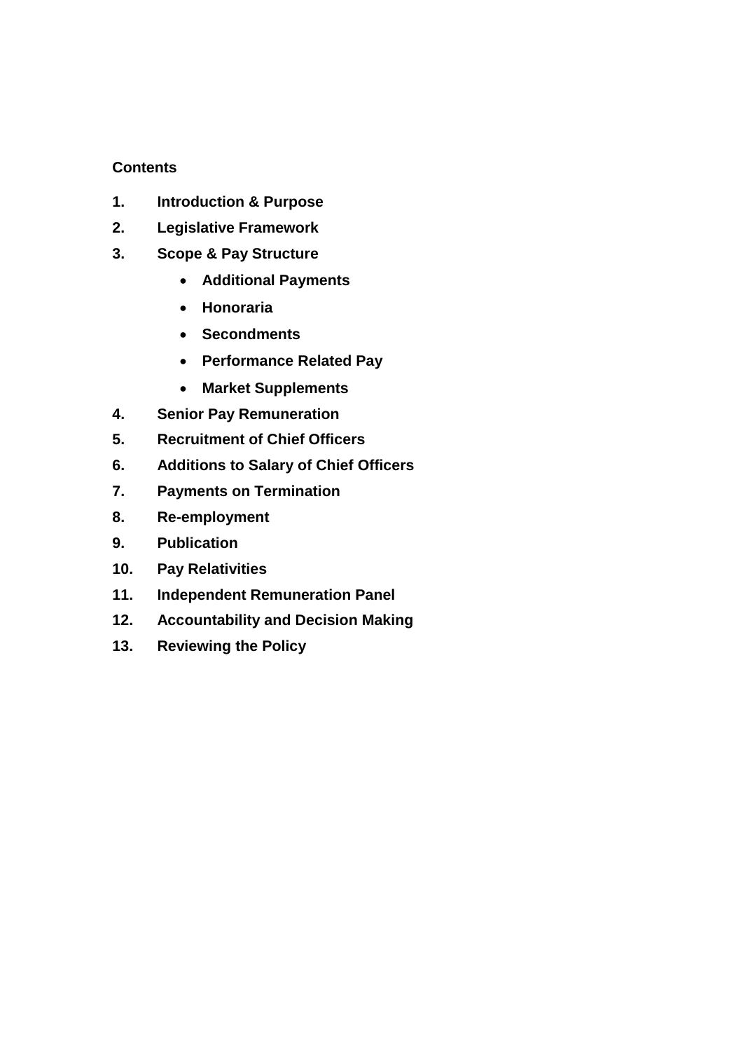**Contents**

1. **Introduction & Purpose**
2. **Legislative Framework**
3. **Scope & Pay Structure**
    - **Additional Payments**
    - **Honoraria**
    - **Secondments**
    - **Performance Related Pay**
    - **Market Supplements**
4. **Senior Pay Remuneration**
5. **Recruitment of Chief Officers**
6. **Additions to Salary of Chief Officers**
7. **Payments on Termination**
8. **Re-employment**
9. **Publication**
10. **Pay Relativities**
11. **Independent Remuneration Panel**
12. **Accountability and Decision Making**
13. **Reviewing the Policy**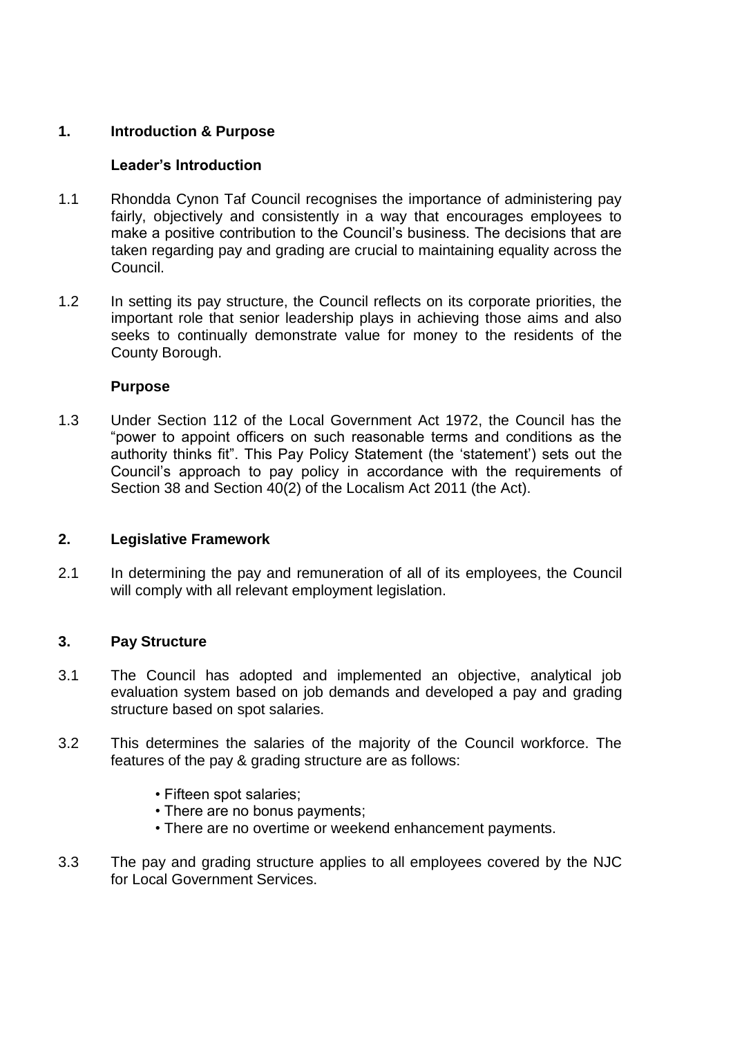## 1. Introduction & Purpose

### Leader's Introduction

1.1 Rhondda Cynon Taf Council recognises the importance of administering pay fairly, objectively and consistently in a way that encourages employees to make a positive contribution to the Council's business. The decisions that are taken regarding pay and grading are crucial to maintaining equality across the Council.

1.2 In setting its pay structure, the Council reflects on its corporate priorities, the important role that senior leadership plays in achieving those aims and also seeks to continually demonstrate value for money to the residents of the County Borough.

### Purpose

1.3 Under Section 112 of the Local Government Act 1972, the Council has the "power to appoint officers on such reasonable terms and conditions as the authority thinks fit". This Pay Policy Statement (the 'statement') sets out the Council's approach to pay policy in accordance with the requirements of Section 38 and Section 40(2) of the Localism Act 2011 (the Act).

## 2. Legislative Framework

2.1 In determining the pay and remuneration of all of its employees, the Council will comply with all relevant employment legislation.

## 3. Pay Structure

3.1 The Council has adopted and implemented an objective, analytical job evaluation system based on job demands and developed a pay and grading structure based on spot salaries.

3.2 This determines the salaries of the majority of the Council workforce. The features of the pay & grading structure are as follows:

- Fifteen spot salaries;
- There are no bonus payments;
- There are no overtime or weekend enhancement payments.

3.3 The pay and grading structure applies to all employees covered by the NJC for Local Government Services.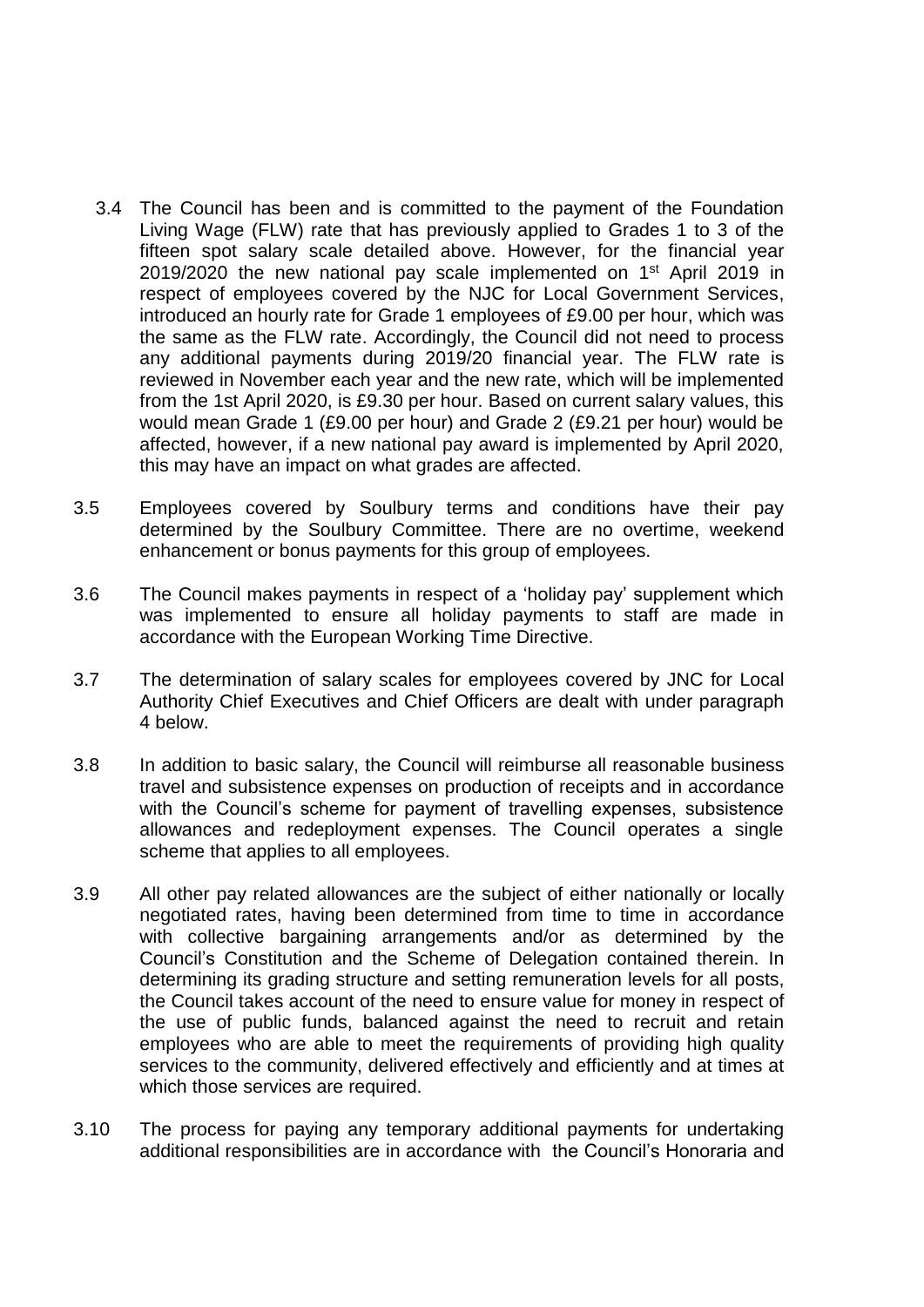3.4 The Council has been and is committed to the payment of the Foundation Living Wage (FLW) rate that has previously applied to Grades 1 to 3 of the fifteen spot salary scale detailed above. However, for the financial year 2019/2020 the new national pay scale implemented on 1st April 2019 in respect of employees covered by the NJC for Local Government Services, introduced an hourly rate for Grade 1 employees of £9.00 per hour, which was the same as the FLW rate. Accordingly, the Council did not need to process any additional payments during 2019/20 financial year. The FLW rate is reviewed in November each year and the new rate, which will be implemented from the 1st April 2020, is £9.30 per hour. Based on current salary values, this would mean Grade 1 (£9.00 per hour) and Grade 2 (£9.21 per hour) would be affected, however, if a new national pay award is implemented by April 2020, this may have an impact on what grades are affected.

3.5 Employees covered by Soulbury terms and conditions have their pay determined by the Soulbury Committee. There are no overtime, weekend enhancement or bonus payments for this group of employees.

3.6 The Council makes payments in respect of a 'holiday pay' supplement which was implemented to ensure all holiday payments to staff are made in accordance with the European Working Time Directive.

3.7 The determination of salary scales for employees covered by JNC for Local Authority Chief Executives and Chief Officers are dealt with under paragraph 4 below.

3.8 In addition to basic salary, the Council will reimburse all reasonable business travel and subsistence expenses on production of receipts and in accordance with the Council's scheme for payment of travelling expenses, subsistence allowances and redeployment expenses. The Council operates a single scheme that applies to all employees.

3.9 All other pay related allowances are the subject of either nationally or locally negotiated rates, having been determined from time to time in accordance with collective bargaining arrangements and/or as determined by the Council's Constitution and the Scheme of Delegation contained therein. In determining its grading structure and setting remuneration levels for all posts, the Council takes account of the need to ensure value for money in respect of the use of public funds, balanced against the need to recruit and retain employees who are able to meet the requirements of providing high quality services to the community, delivered effectively and efficiently and at times at which those services are required.

3.10 The process for paying any temporary additional payments for undertaking additional responsibilities are in accordance with the Council's Honoraria and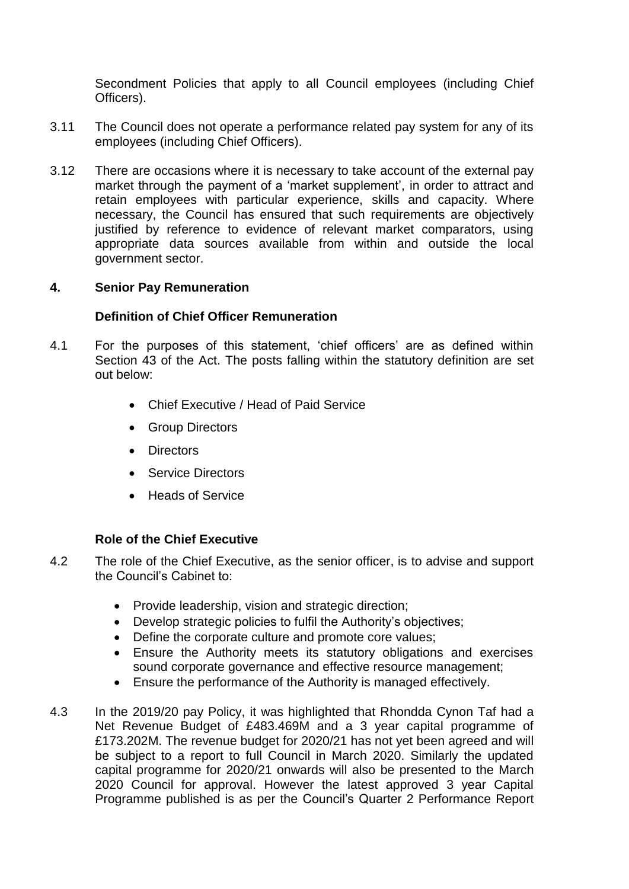Secondment Policies that apply to all Council employees (including Chief Officers).

3.11 The Council does not operate a performance related pay system for any of its employees (including Chief Officers).

3.12 There are occasions where it is necessary to take account of the external pay market through the payment of a 'market supplement', in order to attract and retain employees with particular experience, skills and capacity. Where necessary, the Council has ensured that such requirements are objectively justified by reference to evidence of relevant market comparators, using appropriate data sources available from within and outside the local government sector.

## 4. Senior Pay Remuneration

### Definition of Chief Officer Remuneration

4.1 For the purposes of this statement, 'chief officers' are as defined within Section 43 of the Act. The posts falling within the statutory definition are set out below:

- Chief Executive / Head of Paid Service
- Group Directors
- Directors
- Service Directors
- Heads of Service

### Role of the Chief Executive

4.2 The role of the Chief Executive, as the senior officer, is to advise and support the Council's Cabinet to:

- Provide leadership, vision and strategic direction;
- Develop strategic policies to fulfil the Authority's objectives;
- Define the corporate culture and promote core values;
- Ensure the Authority meets its statutory obligations and exercises sound corporate governance and effective resource management;
- Ensure the performance of the Authority is managed effectively.

4.3 In the 2019/20 pay Policy, it was highlighted that Rhondda Cynon Taf had a Net Revenue Budget of £483.469M and a 3 year capital programme of £173.202M. The revenue budget for 2020/21 has not yet been agreed and will be subject to a report to full Council in March 2020. Similarly the updated capital programme for 2020/21 onwards will also be presented to the March 2020 Council for approval. However the latest approved 3 year Capital Programme published is as per the Council's Quarter 2 Performance Report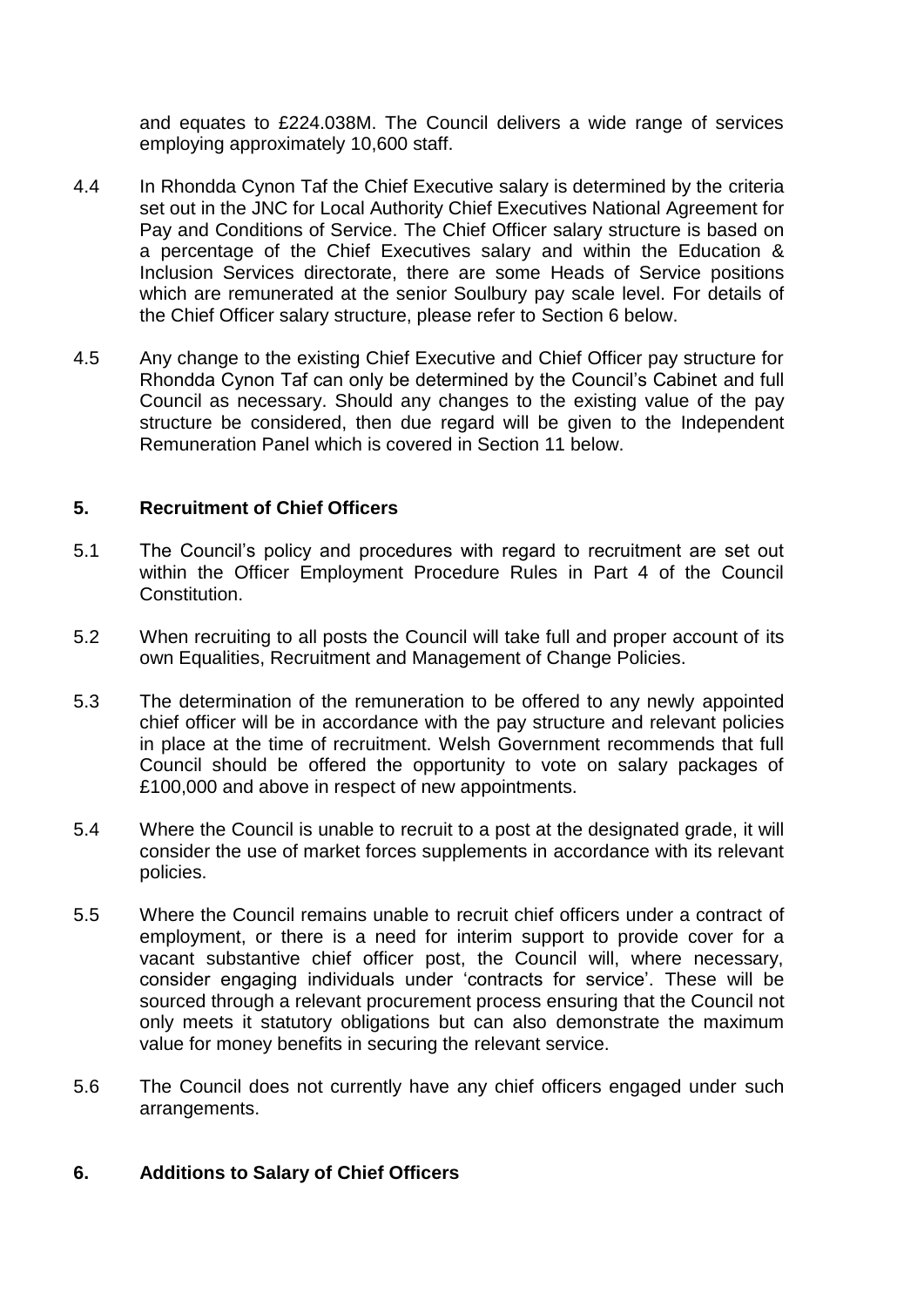and equates to £224.038M. The Council delivers a wide range of services employing approximately 10,600 staff.

4.4 In Rhondda Cynon Taf the Chief Executive salary is determined by the criteria set out in the JNC for Local Authority Chief Executives National Agreement for Pay and Conditions of Service. The Chief Officer salary structure is based on a percentage of the Chief Executives salary and within the Education & Inclusion Services directorate, there are some Heads of Service positions which are remunerated at the senior Soulbury pay scale level. For details of the Chief Officer salary structure, please refer to Section 6 below.

4.5 Any change to the existing Chief Executive and Chief Officer pay structure for Rhondda Cynon Taf can only be determined by the Council's Cabinet and full Council as necessary. Should any changes to the existing value of the pay structure be considered, then due regard will be given to the Independent Remuneration Panel which is covered in Section 11 below.

## 5. Recruitment of Chief Officers

5.1 The Council's policy and procedures with regard to recruitment are set out within the Officer Employment Procedure Rules in Part 4 of the Council Constitution.

5.2 When recruiting to all posts the Council will take full and proper account of its own Equalities, Recruitment and Management of Change Policies.

5.3 The determination of the remuneration to be offered to any newly appointed chief officer will be in accordance with the pay structure and relevant policies in place at the time of recruitment. Welsh Government recommends that full Council should be offered the opportunity to vote on salary packages of £100,000 and above in respect of new appointments.

5.4 Where the Council is unable to recruit to a post at the designated grade, it will consider the use of market forces supplements in accordance with its relevant policies.

5.5 Where the Council remains unable to recruit chief officers under a contract of employment, or there is a need for interim support to provide cover for a vacant substantive chief officer post, the Council will, where necessary, consider engaging individuals under 'contracts for service'. These will be sourced through a relevant procurement process ensuring that the Council not only meets it statutory obligations but can also demonstrate the maximum value for money benefits in securing the relevant service.

5.6 The Council does not currently have any chief officers engaged under such arrangements.

## 6. Additions to Salary of Chief Officers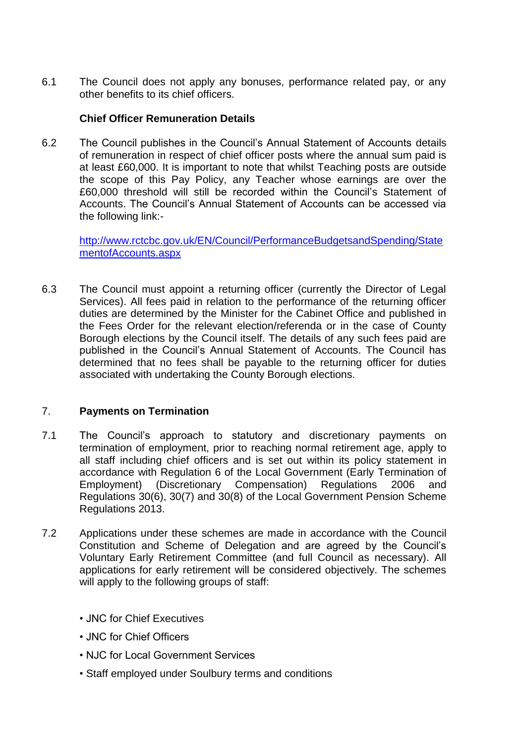6.1 The Council does not apply any bonuses, performance related pay, or any other benefits to its chief officers.

**Chief Officer Remuneration Details**

6.2 The Council publishes in the Council's Annual Statement of Accounts details of remuneration in respect of chief officer posts where the annual sum paid is at least £60,000. It is important to note that whilst Teaching posts are outside the scope of this Pay Policy, any Teacher whose earnings are over the £60,000 threshold will still be recorded within the Council's Statement of Accounts. The Council's Annual Statement of Accounts can be accessed via the following link:-

[http://www.rctcbc.gov.uk/EN/Council/PerformanceBudgetsandSpending/StatementofAccounts.aspx](http://www.rctcbc.gov.uk/EN/Council/PerformanceBudgetsandSpending/StatementofAccounts.aspx)

6.3 The Council must appoint a returning officer (currently the Director of Legal Services). All fees paid in relation to the performance of the returning officer duties are determined by the Minister for the Cabinet Office and published in the Fees Order for the relevant election/referenda or in the case of County Borough elections by the Council itself. The details of any such fees paid are published in the Council's Annual Statement of Accounts. The Council has determined that no fees shall be payable to the returning officer for duties associated with undertaking the County Borough elections.

## 7. Payments on Termination

7.1 The Council's approach to statutory and discretionary payments on termination of employment, prior to reaching normal retirement age, apply to all staff including chief officers and is set out within its policy statement in accordance with Regulation 6 of the Local Government (Early Termination of Employment) (Discretionary Compensation) Regulations 2006 and Regulations 30(6), 30(7) and 30(8) of the Local Government Pension Scheme Regulations 2013.

7.2 Applications under these schemes are made in accordance with the Council Constitution and Scheme of Delegation and are agreed by the Council's Voluntary Early Retirement Committee (and full Council as necessary). All applications for early retirement will be considered objectively. The schemes will apply to the following groups of staff:

- JNC for Chief Executives
- JNC for Chief Officers
- NJC for Local Government Services
- Staff employed under Soulbury terms and conditions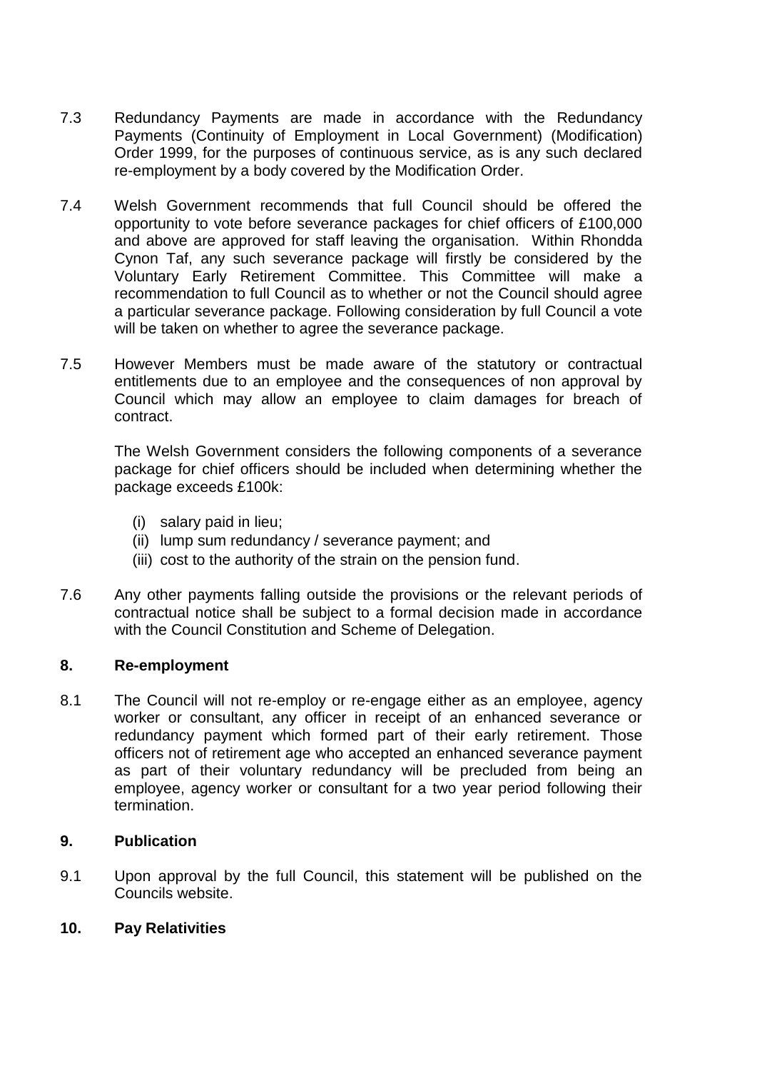7.3 Redundancy Payments are made in accordance with the Redundancy Payments (Continuity of Employment in Local Government) (Modification) Order 1999, for the purposes of continuous service, as is any such declared re-employment by a body covered by the Modification Order.

7.4 Welsh Government recommends that full Council should be offered the opportunity to vote before severance packages for chief officers of £100,000 and above are approved for staff leaving the organisation. Within Rhondda Cynon Taf, any such severance package will firstly be considered by the Voluntary Early Retirement Committee. This Committee will make a recommendation to full Council as to whether or not the Council should agree a particular severance package. Following consideration by full Council a vote will be taken on whether to agree the severance package.

7.5 However Members must be made aware of the statutory or contractual entitlements due to an employee and the consequences of non approval by Council which may allow an employee to claim damages for breach of contract.

The Welsh Government considers the following components of a severance package for chief officers should be included when determining whether the package exceeds £100k:

(i) salary paid in lieu;
(ii) lump sum redundancy / severance payment; and
(iii) cost to the authority of the strain on the pension fund.

7.6 Any other payments falling outside the provisions or the relevant periods of contractual notice shall be subject to a formal decision made in accordance with the Council Constitution and Scheme of Delegation.

## 8. Re-employment

8.1 The Council will not re-employ or re-engage either as an employee, agency worker or consultant, any officer in receipt of an enhanced severance or redundancy payment which formed part of their early retirement. Those officers not of retirement age who accepted an enhanced severance payment as part of their voluntary redundancy will be precluded from being an employee, agency worker or consultant for a two year period following their termination.

## 9. Publication

9.1 Upon approval by the full Council, this statement will be published on the Councils website.

## 10. Pay Relativities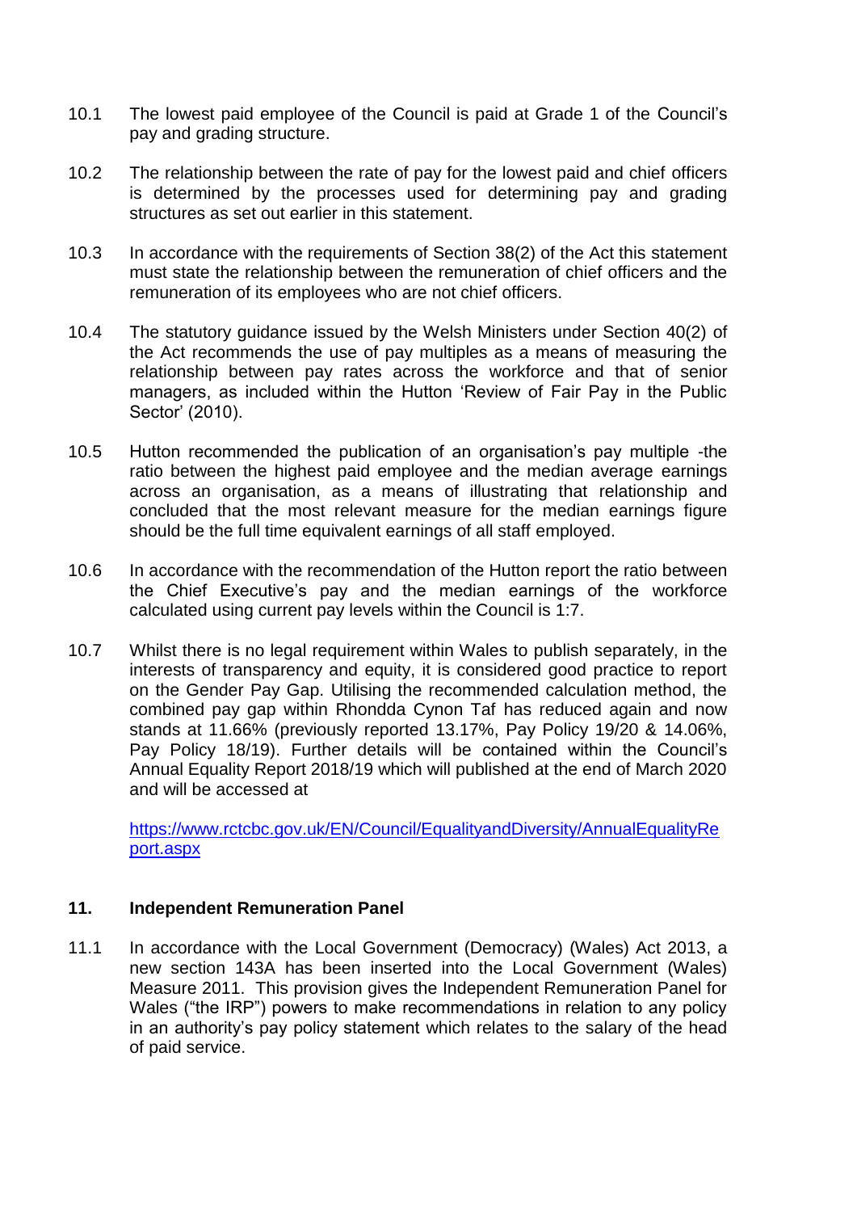10.1 The lowest paid employee of the Council is paid at Grade 1 of the Council's pay and grading structure.

10.2 The relationship between the rate of pay for the lowest paid and chief officers is determined by the processes used for determining pay and grading structures as set out earlier in this statement.

10.3 In accordance with the requirements of Section 38(2) of the Act this statement must state the relationship between the remuneration of chief officers and the remuneration of its employees who are not chief officers.

10.4 The statutory guidance issued by the Welsh Ministers under Section 40(2) of the Act recommends the use of pay multiples as a means of measuring the relationship between pay rates across the workforce and that of senior managers, as included within the Hutton 'Review of Fair Pay in the Public Sector' (2010).

10.5 Hutton recommended the publication of an organisation's pay multiple -the ratio between the highest paid employee and the median average earnings across an organisation, as a means of illustrating that relationship and concluded that the most relevant measure for the median earnings figure should be the full time equivalent earnings of all staff employed.

10.6 In accordance with the recommendation of the Hutton report the ratio between the Chief Executive's pay and the median earnings of the workforce calculated using current pay levels within the Council is 1:7.

10.7 Whilst there is no legal requirement within Wales to publish separately, in the interests of transparency and equity, it is considered good practice to report on the Gender Pay Gap. Utilising the recommended calculation method, the combined pay gap within Rhondda Cynon Taf has reduced again and now stands at 11.66% (previously reported 13.17%, Pay Policy 19/20 & 14.06%, Pay Policy 18/19). Further details will be contained within the Council's Annual Equality Report 2018/19 which will published at the end of March 2020 and will be accessed at

[https://www.rctcbc.gov.uk/EN/Council/EqualityandDiversity/AnnualEqualityReport.aspx](https://www.rctcbc.gov.uk/EN/Council/EqualityandDiversity/AnnualEqualityReport.aspx)

## 11. Independent Remuneration Panel

11.1 In accordance with the Local Government (Democracy) (Wales) Act 2013, a new section 143A has been inserted into the Local Government (Wales) Measure 2011. This provision gives the Independent Remuneration Panel for Wales ("the IRP") powers to make recommendations in relation to any policy in an authority's pay policy statement which relates to the salary of the head of paid service.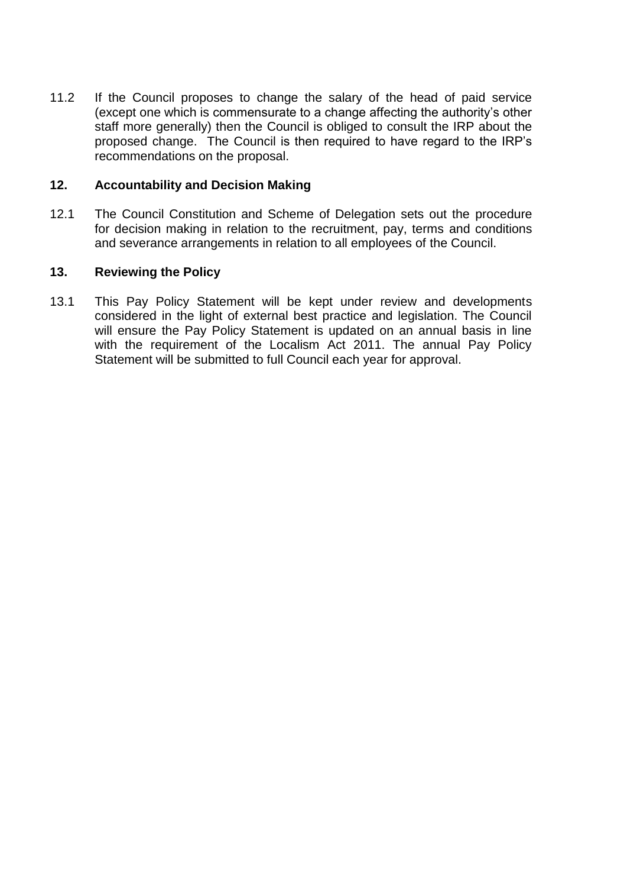11.2 If the Council proposes to change the salary of the head of paid service (except one which is commensurate to a change affecting the authority's other staff more generally) then the Council is obliged to consult the IRP about the proposed change. The Council is then required to have regard to the IRP's recommendations on the proposal.

## 12. Accountability and Decision Making

12.1 The Council Constitution and Scheme of Delegation sets out the procedure for decision making in relation to the recruitment, pay, terms and conditions and severance arrangements in relation to all employees of the Council.

## 13. Reviewing the Policy

13.1 This Pay Policy Statement will be kept under review and developments considered in the light of external best practice and legislation. The Council will ensure the Pay Policy Statement is updated on an annual basis in line with the requirement of the Localism Act 2011. The annual Pay Policy Statement will be submitted to full Council each year for approval.